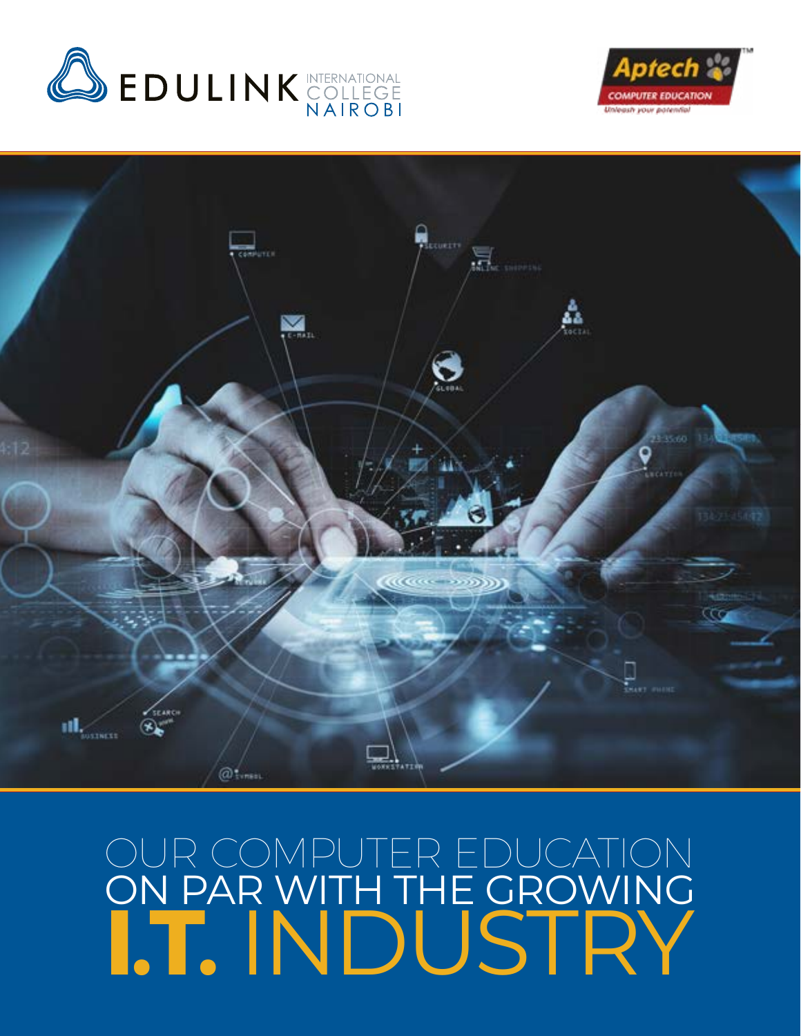EDULINK INTERNATIONAL COLLEGE NAIROBI

Aptech COMPUTER EDUCATION
*Unleash your potential*

# OUR COMPUTER EDUCATION ON PAR WITH THE GROWING I.T. INDUSTRY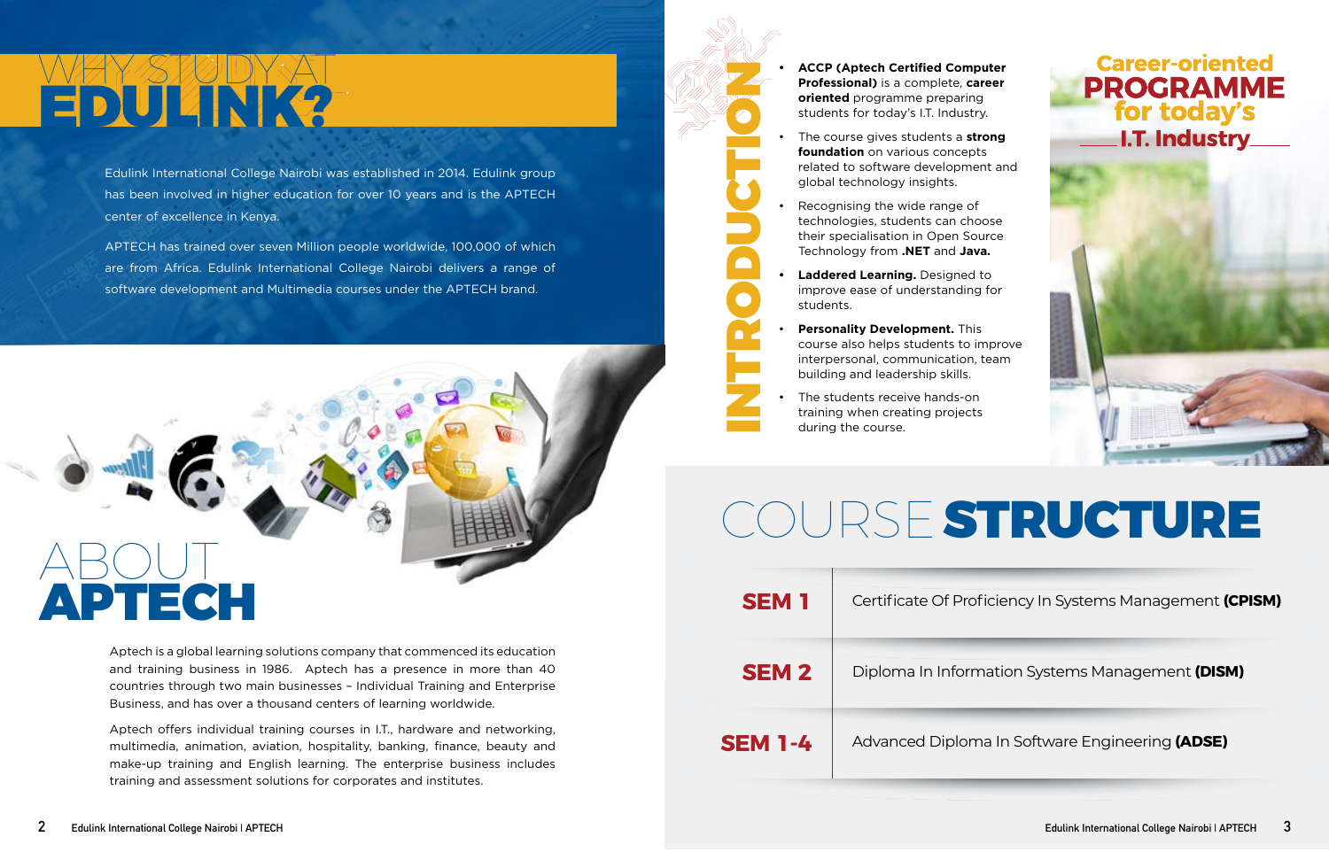# WHY STUDY AT EDULINK?

Edulink International College Nairobi was established in 2014. Edulink group has been involved in higher education for over 10 years and is the APTECH center of excellence in Kenya.

APTECH has trained over seven Million people worldwide, 100,000 of which are from Africa. Edulink International College Nairobi delivers a range of software development and Multimedia courses under the APTECH brand.

# ABOUT APTECH

Aptech is a global learning solutions company that commenced its education and training business in 1986. Aptech has a presence in more than 40 countries through two main businesses – Individual Training and Enterprise Business, and has over a thousand centers of learning worldwide.

Aptech offers individual training courses in I.T., hardware and networking, multimedia, animation, aviation, hospitality, banking, finance, beauty and make-up training and English learning. The enterprise business includes training and assessment solutions for corporates and institutes.

# INTRODUCTION

- **ACCP (Aptech Certified Computer Professional)** is a complete, **career oriented** programme preparing students for today's I.T. Industry.
- The course gives students a **strong foundation** on various concepts related to software development and global technology insights.
- Recognising the wide range of technologies, students can choose their specialisation in Open Source Technology from **.NET** and **Java.**
- **Laddered Learning.** Designed to improve ease of understanding for students.
- **Personality Development.** This course also helps students to improve interpersonal, communication, team building and leadership skills.
- The students receive hands-on training when creating projects during the course.

## Career-oriented PROGRAMME for today's I.T. Industry

# COURSE STRUCTURE

| | |
|---|---|
| **SEM 1** | Certificate Of Proficiency In Systems Management **(CPISM)** |
| **SEM 2** | Diploma In Information Systems Management **(DISM)** |
| **SEM 1-4** | Advanced Diploma In Software Engineering **(ADSE)** |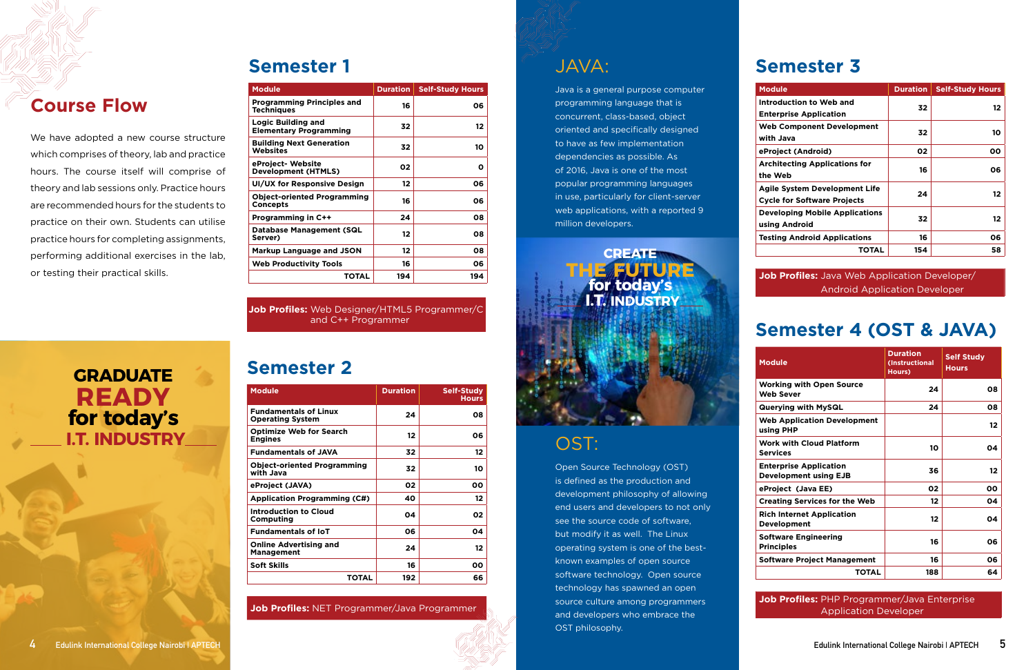# Course Flow

We have adopted a new course structure which comprises of theory, lab and practice hours. The course itself will comprise of theory and lab sessions only. Practice hours are recommended hours for the students to practice on their own. Students can utilise practice hours for completing assignments, performing additional exercises in the lab, or testing their practical skills.

GRADUATE READY for today's I.T. INDUSTRY

## Semester 1

| Module | Duration | Self-Study Hours |
|---|---|---|
| Programming Principles and Techniques | 16 | 06 |
| Logic Building and Elementary Programming | 32 | 12 |
| Building Next Generation Websites | 32 | 10 |
| eProject- Website Development (HTMLS) | 02 | 0 |
| UI/UX for Responsive Design | 12 | 06 |
| Object-oriented Programming Concepts | 16 | 06 |
| Programming in C++ | 24 | 08 |
| Database Management (SQL Server) | 12 | 08 |
| Markup Language and JSON | 12 | 08 |
| Web Productivity Tools | 16 | 06 |
| TOTAL | 194 | 194 |

**Job Profiles:** Web Designer/HTML5 Programmer/C and C++ Programmer

## Semester 2

| Module | Duration | Self-Study Hours |
|---|---|---|
| Fundamentals of Linux Operating System | 24 | 08 |
| Optimize Web for Search Engines | 12 | 06 |
| Fundamentals of JAVA | 32 | 12 |
| Object-oriented Programming with Java | 32 | 10 |
| eProject (JAVA) | 02 | 00 |
| Application Programming (C#) | 40 | 12 |
| Introduction to Cloud Computing | 04 | 02 |
| Fundamentals of IoT | 06 | 04 |
| Online Advertising and Management | 24 | 12 |
| Soft Skills | 16 | 00 |
| TOTAL | 192 | 66 |

**Job Profiles:** NET Programmer/Java Programmer

## JAVA:

Java is a general purpose computer programming language that is concurrent, class-based, object oriented and specifically designed to have as few implementation dependencies as possible. As of 2016, Java is one of the most popular programming languages in use, particularly for client-server web applications, with a reported 9 million developers.

CREATE THE FUTURE for today's I.T. INDUSTRY

## OST:

Open Source Technology (OST) is defined as the production and development philosophy of allowing end users and developers to not only see the source code of software, but modify it as well. The Linux operating system is one of the best-known examples of open source software technology. Open source technology has spawned an open source culture among programmers and developers who embrace the OST philosophy.

## Semester 3

| Module | Duration | Self-Study Hours |
|---|---|---|
| Introduction to Web and Enterprise Application | 32 | 12 |
| Web Component Development with Java | 32 | 10 |
| eProject (Android) | 02 | 00 |
| Architecting Applications for the Web | 16 | 06 |
| Agile System Development Life Cycle for Software Projects | 24 | 12 |
| Developing Mobile Applications using Android | 32 | 12 |
| Testing Android Applications | 16 | 06 |
| TOTAL | 154 | 58 |

**Job Profiles:** Java Web Application Developer/ Android Application Developer

## Semester 4 (OST & JAVA)

| Module | Duration (Instructional Hours) | Self Study Hours |
|---|---|---|
| Working with Open Source Web Sever | 24 | 08 |
| Querying with MySQL | 24 | 08 |
| Web Application Development using PHP | | 12 |
| Work with Cloud Platform Services | 10 | 04 |
| Enterprise Application Development using EJB | 36 | 12 |
| eProject (Java EE) | 02 | 00 |
| Creating Services for the Web | 12 | 04 |
| Rich Internet Application Development | 12 | 04 |
| Software Engineering Principles | 16 | 06 |
| Software Project Management | 16 | 06 |
| TOTAL | 188 | 64 |

**Job Profiles:** PHP Programmer/Java Enterprise Application Developer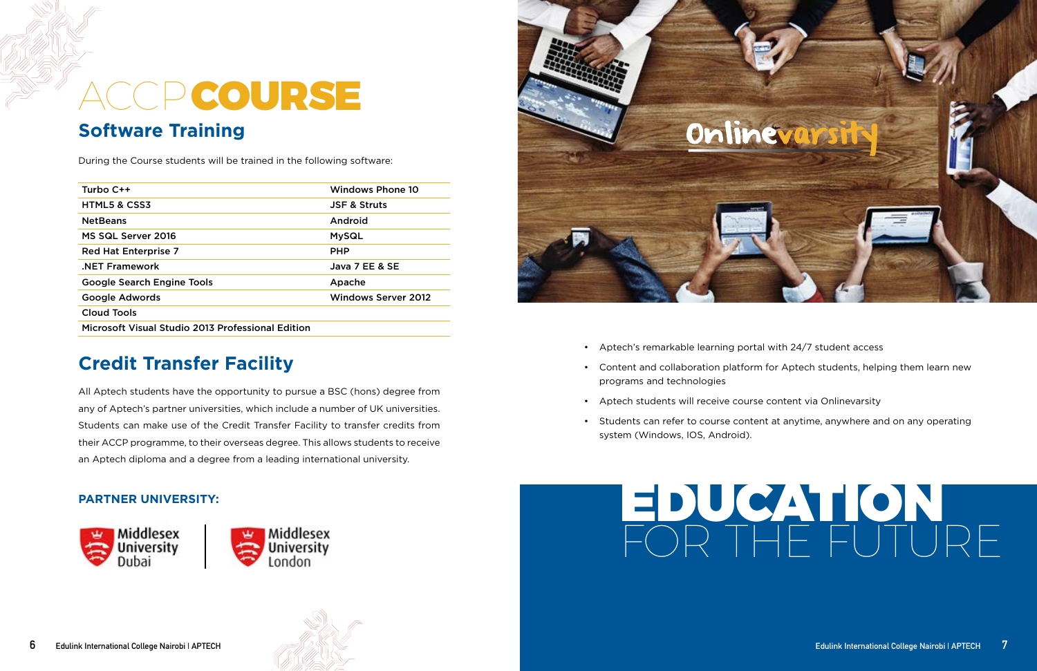# ACCP COURSE

## Software Training

During the Course students will be trained in the following software:

| Turbo C++ | Windows Phone 10 |
|---|---|
| HTML5 & CSS3 | JSF & Struts |
| NetBeans | Android |
| MS SQL Server 2016 | MySQL |
| Red Hat Enterprise 7 | PHP |
| .NET Framework | Java 7 EE & SE |
| Google Search Engine Tools | Apache |
| Google Adwords | Windows Server 2012 |
| Cloud Tools | |
| Microsoft Visual Studio 2013 Professional Edition | |

## Credit Transfer Facility

All Aptech students have the opportunity to pursue a BSC (hons) degree from any of Aptech's partner universities, which include a number of UK universities. Students can make use of the Credit Transfer Facility to transfer credits from their ACCP programme, to their overseas degree. This allows students to receive an Aptech diploma and a degree from a leading international university.

### PARTNER UNIVERSITY:

Middlesex University Dubai | Middlesex University London

Onlinevarsity

- Aptech's remarkable learning portal with 24/7 student access
- Content and collaboration platform for Aptech students, helping them learn new programs and technologies
- Aptech students will receive course content via Onlinevarsity
- Students can refer to course content at anytime, anywhere and on any operating system (Windows, IOS, Android).

# EDUCATION FOR THE FUTURE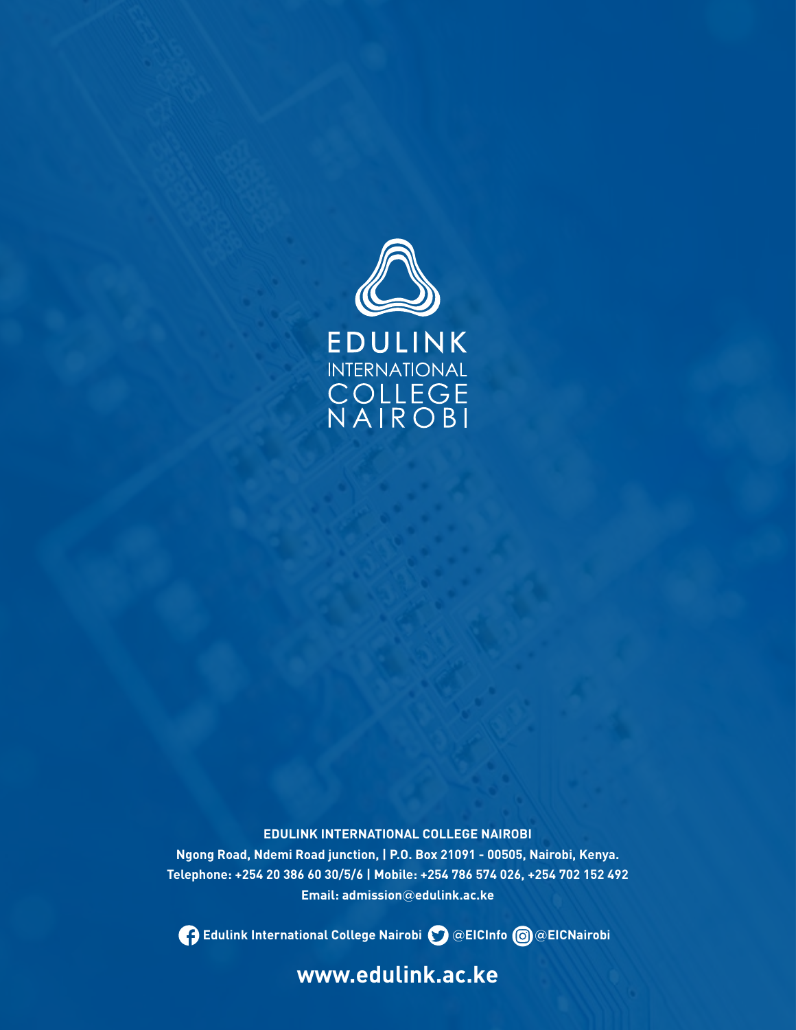EDULINK
INTERNATIONAL
COLLEGE
NAIROBI

**EDULINK INTERNATIONAL COLLEGE NAIROBI**

**Ngong Road, Ndemi Road junction, | P.O. Box 21091 - 00505, Nairobi, Kenya.**

**Telephone: +254 20 386 60 30/5/6 | Mobile: +254 786 574 026, +254 702 152 492**

**Email: admission@edulink.ac.ke**

**Edulink International College Nairobi @EICInfo @EICNairobi**

**www.edulink.ac.ke**